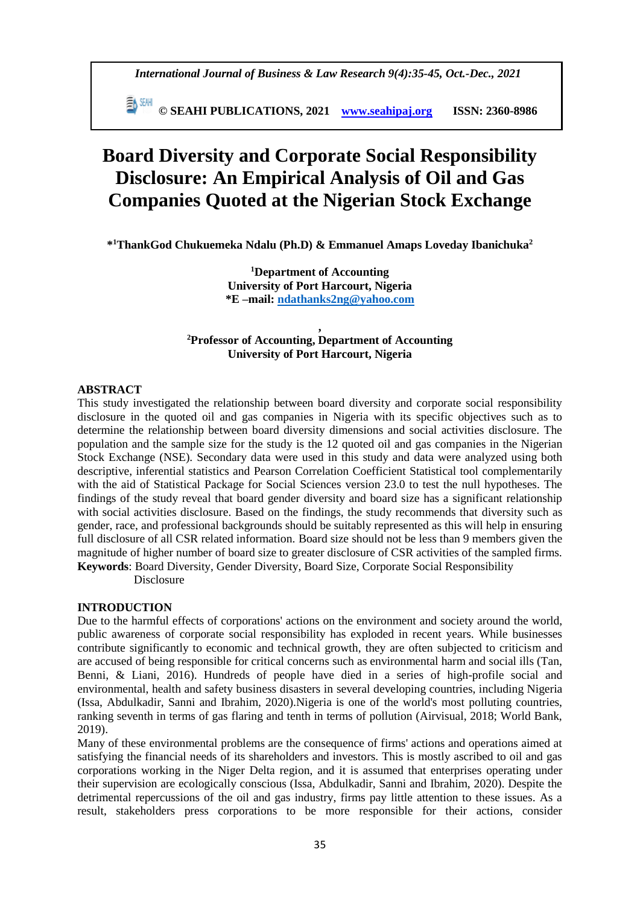# Board Diversity and Corporate Social Responsibility Disclosure: An Empirical Analysis of Oil and Gas Companies Quoted at the Nigerian Stock Exchange

**\*[1]ThankGod Chukuemeka Ndalu (Ph.D) & Emmanuel Amaps Loveday Ibanichuka[2]**

**[1]Department of Accounting**
**University of Port Harcourt, Nigeria**
**\*E –mail: ndathanks2ng@yahoo.com**

**[2]Professor of Accounting, Department of Accounting**
**University of Port Harcourt, Nigeria**

## ABSTRACT

This study investigated the relationship between board diversity and corporate social responsibility disclosure in the quoted oil and gas companies in Nigeria with its specific objectives such as to determine the relationship between board diversity dimensions and social activities disclosure. The population and the sample size for the study is the 12 quoted oil and gas companies in the Nigerian Stock Exchange (NSE). Secondary data were used in this study and data were analyzed using both descriptive, inferential statistics and Pearson Correlation Coefficient Statistical tool complementarily with the aid of Statistical Package for Social Sciences version 23.0 to test the null hypotheses. The findings of the study reveal that board gender diversity and board size has a significant relationship with social activities disclosure. Based on the findings, the study recommends that diversity such as gender, race, and professional backgrounds should be suitably represented as this will help in ensuring full disclosure of all CSR related information. Board size should not be less than 9 members given the magnitude of higher number of board size to greater disclosure of CSR activities of the sampled firms.

**Keywords**: Board Diversity, Gender Diversity, Board Size, Corporate Social Responsibility Disclosure

## INTRODUCTION

Due to the harmful effects of corporations' actions on the environment and society around the world, public awareness of corporate social responsibility has exploded in recent years. While businesses contribute significantly to economic and technical growth, they are often subjected to criticism and are accused of being responsible for critical concerns such as environmental harm and social ills (Tan, Benni, & Liani, 2016). Hundreds of people have died in a series of high-profile social and environmental, health and safety business disasters in several developing countries, including Nigeria (Issa, Abdulkadir, Sanni and Ibrahim, 2020).Nigeria is one of the world's most polluting countries, ranking seventh in terms of gas flaring and tenth in terms of pollution (Airvisual, 2018; World Bank, 2019).

Many of these environmental problems are the consequence of firms' actions and operations aimed at satisfying the financial needs of its shareholders and investors. This is mostly ascribed to oil and gas corporations working in the Niger Delta region, and it is assumed that enterprises operating under their supervision are ecologically conscious (Issa, Abdulkadir, Sanni and Ibrahim, 2020). Despite the detrimental repercussions of the oil and gas industry, firms pay little attention to these issues. As a result, stakeholders press corporations to be more responsible for their actions, consider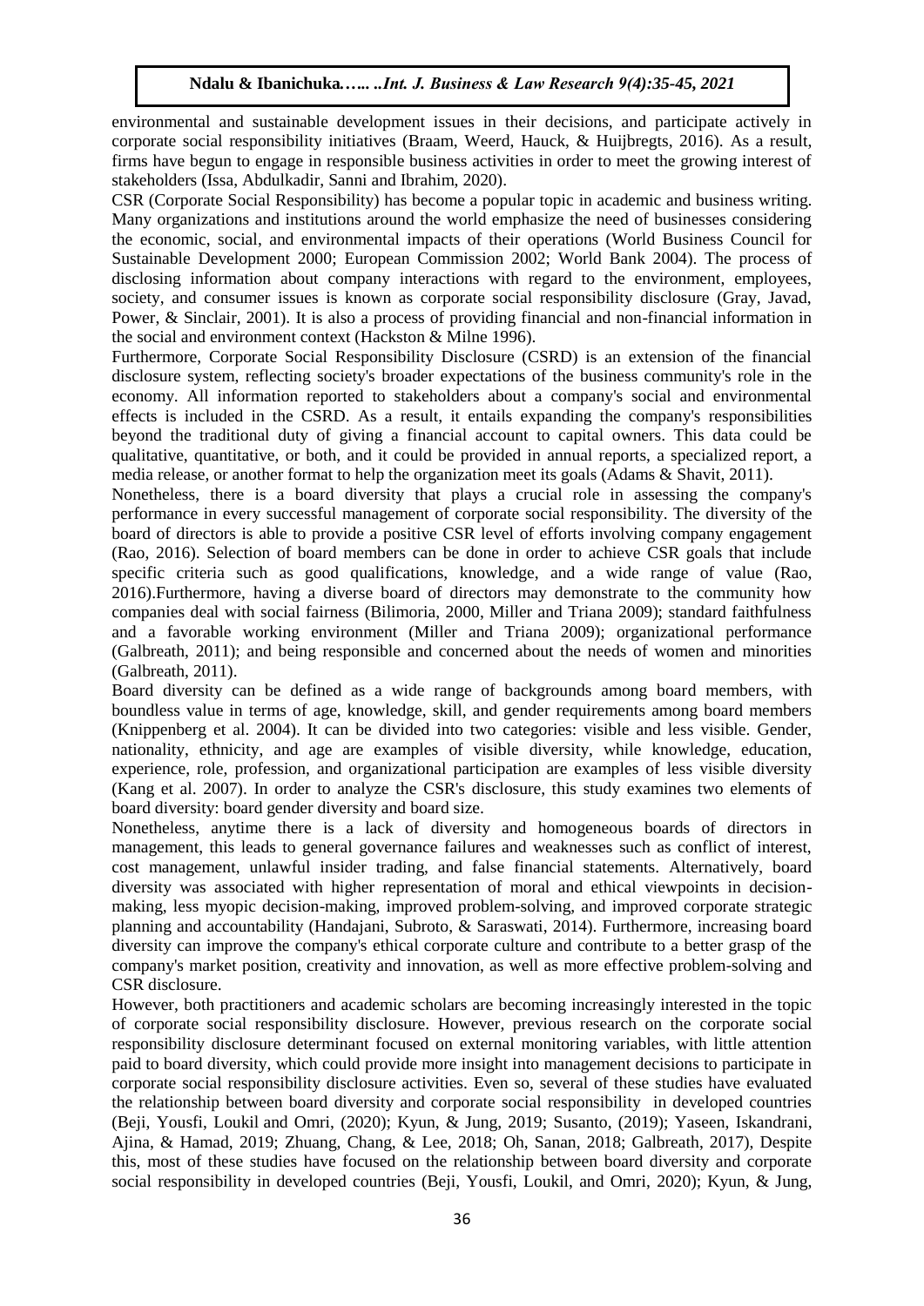environmental and sustainable development issues in their decisions, and participate actively in corporate social responsibility initiatives (Braam, Weerd, Hauck, & Huijbregts, 2016). As a result, firms have begun to engage in responsible business activities in order to meet the growing interest of stakeholders (Issa, Abdulkadir, Sanni and Ibrahim, 2020).

CSR (Corporate Social Responsibility) has become a popular topic in academic and business writing. Many organizations and institutions around the world emphasize the need of businesses considering the economic, social, and environmental impacts of their operations (World Business Council for Sustainable Development 2000; European Commission 2002; World Bank 2004). The process of disclosing information about company interactions with regard to the environment, employees, society, and consumer issues is known as corporate social responsibility disclosure (Gray, Javad, Power, & Sinclair, 2001). It is also a process of providing financial and non-financial information in the social and environment context (Hackston & Milne 1996).

Furthermore, Corporate Social Responsibility Disclosure (CSRD) is an extension of the financial disclosure system, reflecting society's broader expectations of the business community's role in the economy. All information reported to stakeholders about a company's social and environmental effects is included in the CSRD. As a result, it entails expanding the company's responsibilities beyond the traditional duty of giving a financial account to capital owners. This data could be qualitative, quantitative, or both, and it could be provided in annual reports, a specialized report, a media release, or another format to help the organization meet its goals (Adams & Shavit, 2011).

Nonetheless, there is a board diversity that plays a crucial role in assessing the company's performance in every successful management of corporate social responsibility. The diversity of the board of directors is able to provide a positive CSR level of efforts involving company engagement (Rao, 2016). Selection of board members can be done in order to achieve CSR goals that include specific criteria such as good qualifications, knowledge, and a wide range of value (Rao, 2016).Furthermore, having a diverse board of directors may demonstrate to the community how companies deal with social fairness (Bilimoria, 2000, Miller and Triana 2009); standard faithfulness and a favorable working environment (Miller and Triana 2009); organizational performance (Galbreath, 2011); and being responsible and concerned about the needs of women and minorities (Galbreath, 2011).

Board diversity can be defined as a wide range of backgrounds among board members, with boundless value in terms of age, knowledge, skill, and gender requirements among board members (Knippenberg et al. 2004). It can be divided into two categories: visible and less visible. Gender, nationality, ethnicity, and age are examples of visible diversity, while knowledge, education, experience, role, profession, and organizational participation are examples of less visible diversity (Kang et al. 2007). In order to analyze the CSR's disclosure, this study examines two elements of board diversity: board gender diversity and board size.

Nonetheless, anytime there is a lack of diversity and homogeneous boards of directors in management, this leads to general governance failures and weaknesses such as conflict of interest, cost management, unlawful insider trading, and false financial statements. Alternatively, board diversity was associated with higher representation of moral and ethical viewpoints in decision-making, less myopic decision-making, improved problem-solving, and improved corporate strategic planning and accountability (Handajani, Subroto, & Saraswati, 2014). Furthermore, increasing board diversity can improve the company's ethical corporate culture and contribute to a better grasp of the company's market position, creativity and innovation, as well as more effective problem-solving and CSR disclosure.

However, both practitioners and academic scholars are becoming increasingly interested in the topic of corporate social responsibility disclosure. However, previous research on the corporate social responsibility disclosure determinant focused on external monitoring variables, with little attention paid to board diversity, which could provide more insight into management decisions to participate in corporate social responsibility disclosure activities. Even so, several of these studies have evaluated the relationship between board diversity and corporate social responsibility in developed countries (Beji, Yousfi, Loukil and Omri, (2020); Kyun, & Jung, 2019; Susanto, (2019); Yaseen, Iskandrani, Ajina, & Hamad, 2019; Zhuang, Chang, & Lee, 2018; Oh, Sanan, 2018; Galbreath, 2017), Despite this, most of these studies have focused on the relationship between board diversity and corporate social responsibility in developed countries (Beji, Yousfi, Loukil, and Omri, 2020); Kyun, & Jung,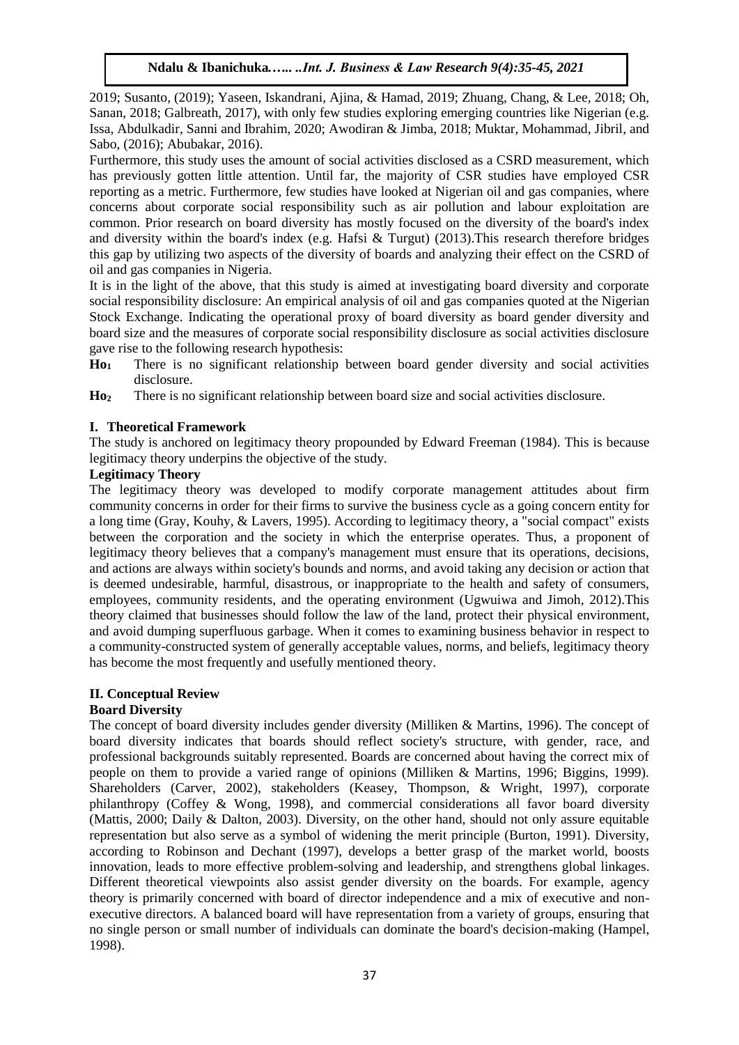2019; Susanto, (2019); Yaseen, Iskandrani, Ajina, & Hamad, 2019; Zhuang, Chang, & Lee, 2018; Oh, Sanan, 2018; Galbreath, 2017), with only few studies exploring emerging countries like Nigerian (e.g. Issa, Abdulkadir, Sanni and Ibrahim, 2020; Awodiran & Jimba, 2018; Muktar, Mohammad, Jibril, and Sabo, (2016); Abubakar, 2016).

Furthermore, this study uses the amount of social activities disclosed as a CSRD measurement, which has previously gotten little attention. Until far, the majority of CSR studies have employed CSR reporting as a metric. Furthermore, few studies have looked at Nigerian oil and gas companies, where concerns about corporate social responsibility such as air pollution and labour exploitation are common. Prior research on board diversity has mostly focused on the diversity of the board's index and diversity within the board's index (e.g. Hafsi & Turgut) (2013).This research therefore bridges this gap by utilizing two aspects of the diversity of boards and analyzing their effect on the CSRD of oil and gas companies in Nigeria.

It is in the light of the above, that this study is aimed at investigating board diversity and corporate social responsibility disclosure: An empirical analysis of oil and gas companies quoted at the Nigerian Stock Exchange. Indicating the operational proxy of board diversity as board gender diversity and board size and the measures of corporate social responsibility disclosure as social activities disclosure gave rise to the following research hypothesis:

**$Ho_1$** There is no significant relationship between board gender diversity and social activities disclosure.

**$Ho_2$** There is no significant relationship between board size and social activities disclosure.

## I. Theoretical Framework

The study is anchored on legitimacy theory propounded by Edward Freeman (1984). This is because legitimacy theory underpins the objective of the study.

### Legitimacy Theory

The legitimacy theory was developed to modify corporate management attitudes about firm community concerns in order for their firms to survive the business cycle as a going concern entity for a long time (Gray, Kouhy, & Lavers, 1995). According to legitimacy theory, a "social compact" exists between the corporation and the society in which the enterprise operates. Thus, a proponent of legitimacy theory believes that a company's management must ensure that its operations, decisions, and actions are always within society's bounds and norms, and avoid taking any decision or action that is deemed undesirable, harmful, disastrous, or inappropriate to the health and safety of consumers, employees, community residents, and the operating environment (Ugwuiwa and Jimoh, 2012).This theory claimed that businesses should follow the law of the land, protect their physical environment, and avoid dumping superfluous garbage. When it comes to examining business behavior in respect to a community-constructed system of generally acceptable values, norms, and beliefs, legitimacy theory has become the most frequently and usefully mentioned theory.

## II. Conceptual Review

### Board Diversity

The concept of board diversity includes gender diversity (Milliken & Martins, 1996). The concept of board diversity indicates that boards should reflect society's structure, with gender, race, and professional backgrounds suitably represented. Boards are concerned about having the correct mix of people on them to provide a varied range of opinions (Milliken & Martins, 1996; Biggins, 1999). Shareholders (Carver, 2002), stakeholders (Keasey, Thompson, & Wright, 1997), corporate philanthropy (Coffey & Wong, 1998), and commercial considerations all favor board diversity (Mattis, 2000; Daily & Dalton, 2003). Diversity, on the other hand, should not only assure equitable representation but also serve as a symbol of widening the merit principle (Burton, 1991). Diversity, according to Robinson and Dechant (1997), develops a better grasp of the market world, boosts innovation, leads to more effective problem-solving and leadership, and strengthens global linkages. Different theoretical viewpoints also assist gender diversity on the boards. For example, agency theory is primarily concerned with board of director independence and a mix of executive and non-executive directors. A balanced board will have representation from a variety of groups, ensuring that no single person or small number of individuals can dominate the board's decision-making (Hampel, 1998).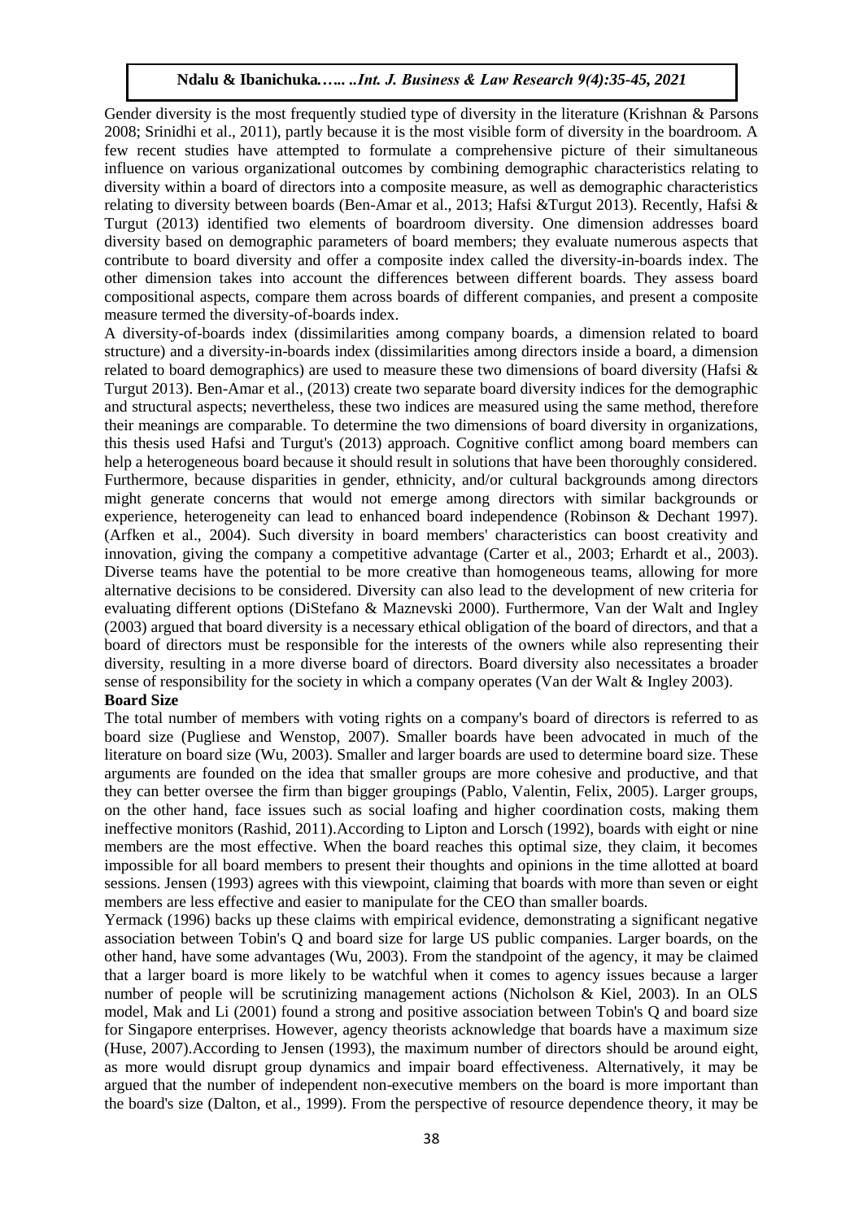Gender diversity is the most frequently studied type of diversity in the literature (Krishnan & Parsons 2008; Srinidhi et al., 2011), partly because it is the most visible form of diversity in the boardroom. A few recent studies have attempted to formulate a comprehensive picture of their simultaneous influence on various organizational outcomes by combining demographic characteristics relating to diversity within a board of directors into a composite measure, as well as demographic characteristics relating to diversity between boards (Ben-Amar et al., 2013; Hafsi &Turgut 2013). Recently, Hafsi & Turgut (2013) identified two elements of boardroom diversity. One dimension addresses board diversity based on demographic parameters of board members; they evaluate numerous aspects that contribute to board diversity and offer a composite index called the diversity-in-boards index. The other dimension takes into account the differences between different boards. They assess board compositional aspects, compare them across boards of different companies, and present a composite measure termed the diversity-of-boards index.

A diversity-of-boards index (dissimilarities among company boards, a dimension related to board structure) and a diversity-in-boards index (dissimilarities among directors inside a board, a dimension related to board demographics) are used to measure these two dimensions of board diversity (Hafsi & Turgut 2013). Ben-Amar et al., (2013) create two separate board diversity indices for the demographic and structural aspects; nevertheless, these two indices are measured using the same method, therefore their meanings are comparable. To determine the two dimensions of board diversity in organizations, this thesis used Hafsi and Turgut's (2013) approach. Cognitive conflict among board members can help a heterogeneous board because it should result in solutions that have been thoroughly considered. Furthermore, because disparities in gender, ethnicity, and/or cultural backgrounds among directors might generate concerns that would not emerge among directors with similar backgrounds or experience, heterogeneity can lead to enhanced board independence (Robinson & Dechant 1997). (Arfken et al., 2004). Such diversity in board members' characteristics can boost creativity and innovation, giving the company a competitive advantage (Carter et al., 2003; Erhardt et al., 2003). Diverse teams have the potential to be more creative than homogeneous teams, allowing for more alternative decisions to be considered. Diversity can also lead to the development of new criteria for evaluating different options (DiStefano & Maznevski 2000). Furthermore, Van der Walt and Ingley (2003) argued that board diversity is a necessary ethical obligation of the board of directors, and that a board of directors must be responsible for the interests of the owners while also representing their diversity, resulting in a more diverse board of directors. Board diversity also necessitates a broader sense of responsibility for the society in which a company operates (Van der Walt & Ingley 2003).

**Board Size**

The total number of members with voting rights on a company's board of directors is referred to as board size (Pugliese and Wenstop, 2007). Smaller boards have been advocated in much of the literature on board size (Wu, 2003). Smaller and larger boards are used to determine board size. These arguments are founded on the idea that smaller groups are more cohesive and productive, and that they can better oversee the firm than bigger groupings (Pablo, Valentin, Felix, 2005). Larger groups, on the other hand, face issues such as social loafing and higher coordination costs, making them ineffective monitors (Rashid, 2011).According to Lipton and Lorsch (1992), boards with eight or nine members are the most effective. When the board reaches this optimal size, they claim, it becomes impossible for all board members to present their thoughts and opinions in the time allotted at board sessions. Jensen (1993) agrees with this viewpoint, claiming that boards with more than seven or eight members are less effective and easier to manipulate for the CEO than smaller boards.

Yermack (1996) backs up these claims with empirical evidence, demonstrating a significant negative association between Tobin's Q and board size for large US public companies. Larger boards, on the other hand, have some advantages (Wu, 2003). From the standpoint of the agency, it may be claimed that a larger board is more likely to be watchful when it comes to agency issues because a larger number of people will be scrutinizing management actions (Nicholson & Kiel, 2003). In an OLS model, Mak and Li (2001) found a strong and positive association between Tobin's Q and board size for Singapore enterprises. However, agency theorists acknowledge that boards have a maximum size (Huse, 2007).According to Jensen (1993), the maximum number of directors should be around eight, as more would disrupt group dynamics and impair board effectiveness. Alternatively, it may be argued that the number of independent non-executive members on the board is more important than the board's size (Dalton, et al., 1999). From the perspective of resource dependence theory, it may be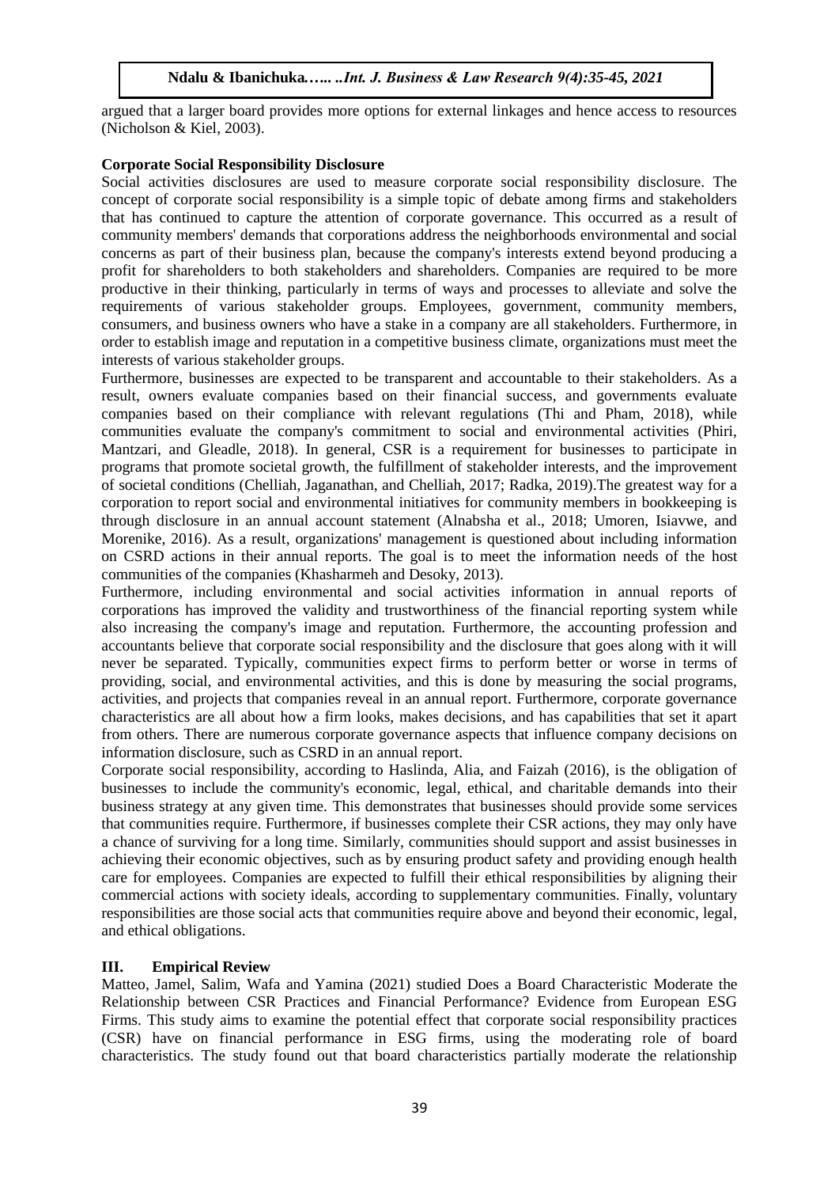argued that a larger board provides more options for external linkages and hence access to resources (Nicholson & Kiel, 2003).

**Corporate Social Responsibility Disclosure**

Social activities disclosures are used to measure corporate social responsibility disclosure. The concept of corporate social responsibility is a simple topic of debate among firms and stakeholders that has continued to capture the attention of corporate governance. This occurred as a result of community members' demands that corporations address the neighborhoods environmental and social concerns as part of their business plan, because the company's interests extend beyond producing a profit for shareholders to both stakeholders and shareholders. Companies are required to be more productive in their thinking, particularly in terms of ways and processes to alleviate and solve the requirements of various stakeholder groups. Employees, government, community members, consumers, and business owners who have a stake in a company are all stakeholders. Furthermore, in order to establish image and reputation in a competitive business climate, organizations must meet the interests of various stakeholder groups.

Furthermore, businesses are expected to be transparent and accountable to their stakeholders. As a result, owners evaluate companies based on their financial success, and governments evaluate companies based on their compliance with relevant regulations (Thi and Pham, 2018), while communities evaluate the company's commitment to social and environmental activities (Phiri, Mantzari, and Gleadle, 2018). In general, CSR is a requirement for businesses to participate in programs that promote societal growth, the fulfillment of stakeholder interests, and the improvement of societal conditions (Chelliah, Jaganathan, and Chelliah, 2017; Radka, 2019).The greatest way for a corporation to report social and environmental initiatives for community members in bookkeeping is through disclosure in an annual account statement (Alnabsha et al., 2018; Umoren, Isiavwe, and Morenike, 2016). As a result, organizations' management is questioned about including information on CSRD actions in their annual reports. The goal is to meet the information needs of the host communities of the companies (Khasharmeh and Desoky, 2013).

Furthermore, including environmental and social activities information in annual reports of corporations has improved the validity and trustworthiness of the financial reporting system while also increasing the company's image and reputation. Furthermore, the accounting profession and accountants believe that corporate social responsibility and the disclosure that goes along with it will never be separated. Typically, communities expect firms to perform better or worse in terms of providing, social, and environmental activities, and this is done by measuring the social programs, activities, and projects that companies reveal in an annual report. Furthermore, corporate governance characteristics are all about how a firm looks, makes decisions, and has capabilities that set it apart from others. There are numerous corporate governance aspects that influence company decisions on information disclosure, such as CSRD in an annual report.

Corporate social responsibility, according to Haslinda, Alia, and Faizah (2016), is the obligation of businesses to include the community's economic, legal, ethical, and charitable demands into their business strategy at any given time. This demonstrates that businesses should provide some services that communities require. Furthermore, if businesses complete their CSR actions, they may only have a chance of surviving for a long time. Similarly, communities should support and assist businesses in achieving their economic objectives, such as by ensuring product safety and providing enough health care for employees. Companies are expected to fulfill their ethical responsibilities by aligning their commercial actions with society ideals, according to supplementary communities. Finally, voluntary responsibilities are those social acts that communities require above and beyond their economic, legal, and ethical obligations.

## III. Empirical Review

Matteo, Jamel, Salim, Wafa and Yamina (2021) studied Does a Board Characteristic Moderate the Relationship between CSR Practices and Financial Performance? Evidence from European ESG Firms. This study aims to examine the potential effect that corporate social responsibility practices (CSR) have on financial performance in ESG firms, using the moderating role of board characteristics. The study found out that board characteristics partially moderate the relationship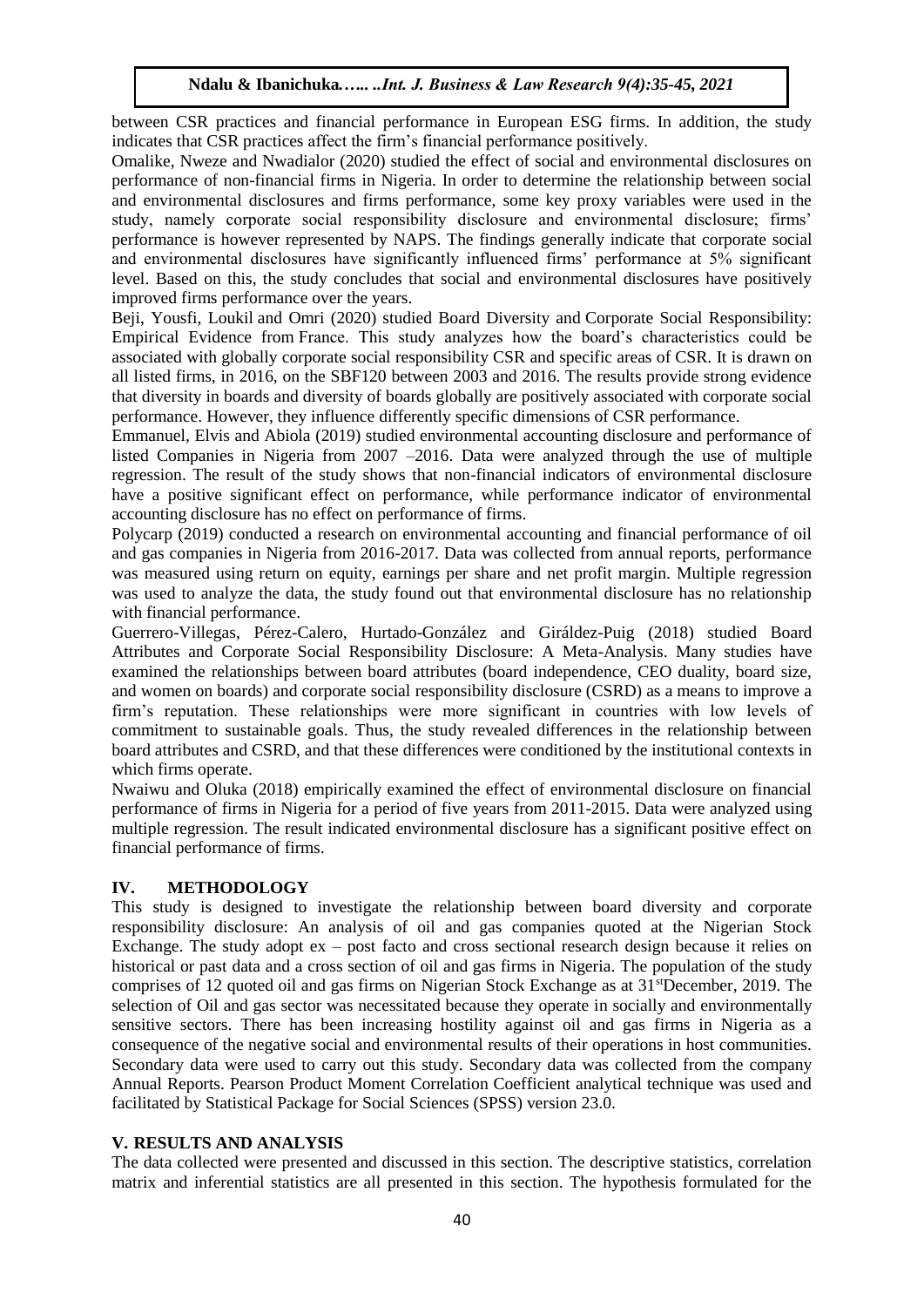between CSR practices and financial performance in European ESG firms. In addition, the study indicates that CSR practices affect the firm's financial performance positively.

Omalike, Nweze and Nwadialor (2020) studied the effect of social and environmental disclosures on performance of non-financial firms in Nigeria. In order to determine the relationship between social and environmental disclosures and firms performance, some key proxy variables were used in the study, namely corporate social responsibility disclosure and environmental disclosure; firms' performance is however represented by NAPS. The findings generally indicate that corporate social and environmental disclosures have significantly influenced firms' performance at 5% significant level. Based on this, the study concludes that social and environmental disclosures have positively improved firms performance over the years.

Beji, Yousfi, Loukil and Omri (2020) studied Board Diversity and Corporate Social Responsibility: Empirical Evidence from France. This study analyzes how the board's characteristics could be associated with globally corporate social responsibility CSR and specific areas of CSR. It is drawn on all listed firms, in 2016, on the SBF120 between 2003 and 2016. The results provide strong evidence that diversity in boards and diversity of boards globally are positively associated with corporate social performance. However, they influence differently specific dimensions of CSR performance.

Emmanuel, Elvis and Abiola (2019) studied environmental accounting disclosure and performance of listed Companies in Nigeria from 2007 –2016. Data were analyzed through the use of multiple regression. The result of the study shows that non-financial indicators of environmental disclosure have a positive significant effect on performance, while performance indicator of environmental accounting disclosure has no effect on performance of firms.

Polycarp (2019) conducted a research on environmental accounting and financial performance of oil and gas companies in Nigeria from 2016-2017. Data was collected from annual reports, performance was measured using return on equity, earnings per share and net profit margin. Multiple regression was used to analyze the data, the study found out that environmental disclosure has no relationship with financial performance.

Guerrero-Villegas, Pérez-Calero, Hurtado-González and Giráldez-Puig (2018) studied Board Attributes and Corporate Social Responsibility Disclosure: A Meta-Analysis. Many studies have examined the relationships between board attributes (board independence, CEO duality, board size, and women on boards) and corporate social responsibility disclosure (CSRD) as a means to improve a firm's reputation. These relationships were more significant in countries with low levels of commitment to sustainable goals. Thus, the study revealed differences in the relationship between board attributes and CSRD, and that these differences were conditioned by the institutional contexts in which firms operate.

Nwaiwu and Oluka (2018) empirically examined the effect of environmental disclosure on financial performance of firms in Nigeria for a period of five years from 2011-2015. Data were analyzed using multiple regression. The result indicated environmental disclosure has a significant positive effect on financial performance of firms.

## IV. METHODOLOGY

This study is designed to investigate the relationship between board diversity and corporate responsibility disclosure: An analysis of oil and gas companies quoted at the Nigerian Stock Exchange. The study adopt ex – post facto and cross sectional research design because it relies on historical or past data and a cross section of oil and gas firms in Nigeria. The population of the study comprises of 12 quoted oil and gas firms on Nigerian Stock Exchange as at 31[st]December, 2019. The selection of Oil and gas sector was necessitated because they operate in socially and environmentally sensitive sectors. There has been increasing hostility against oil and gas firms in Nigeria as a consequence of the negative social and environmental results of their operations in host communities. Secondary data were used to carry out this study. Secondary data was collected from the company Annual Reports. Pearson Product Moment Correlation Coefficient analytical technique was used and facilitated by Statistical Package for Social Sciences (SPSS) version 23.0.

## V. RESULTS AND ANALYSIS

The data collected were presented and discussed in this section. The descriptive statistics, correlation matrix and inferential statistics are all presented in this section. The hypothesis formulated for the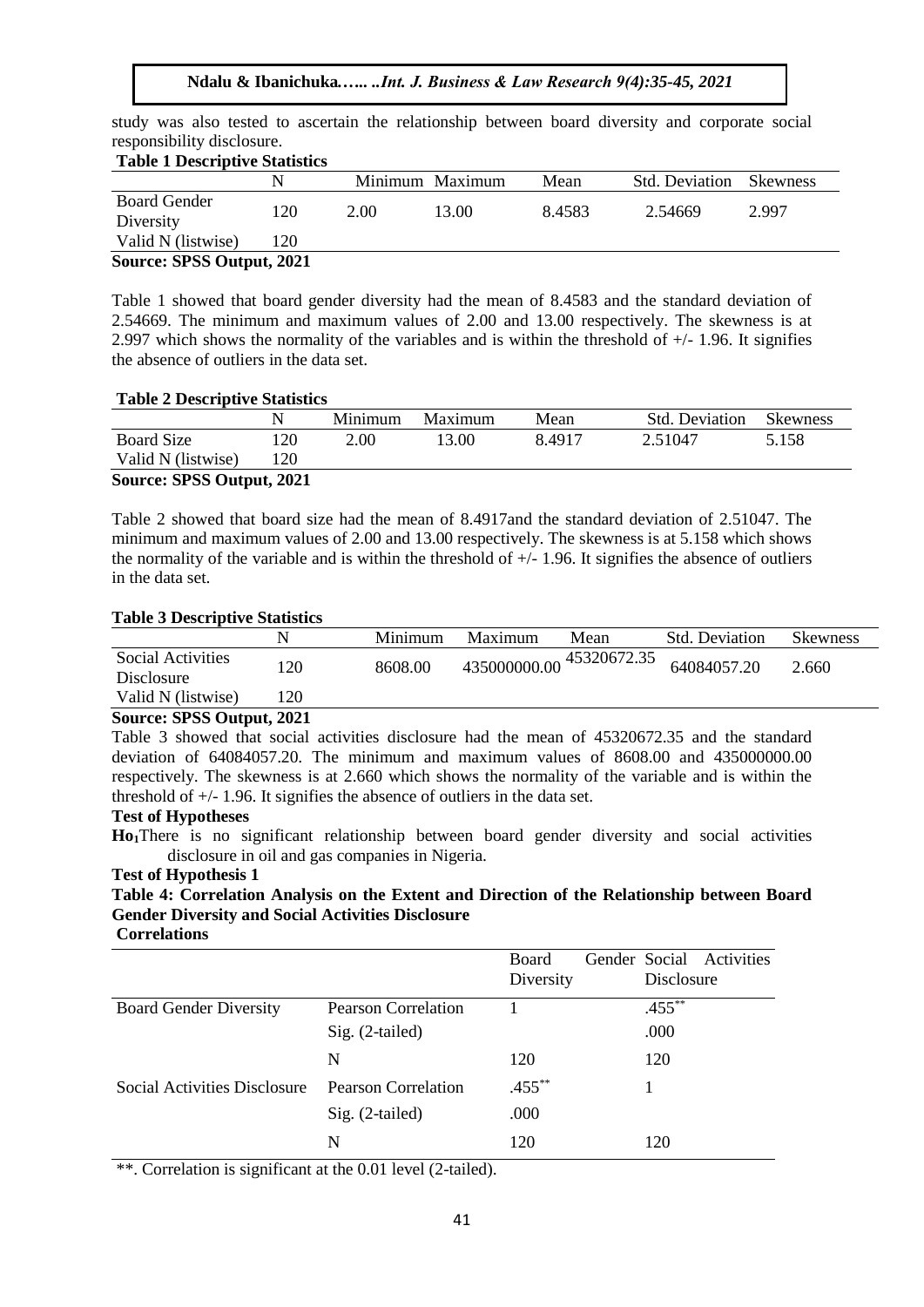study was also tested to ascertain the relationship between board diversity and corporate social responsibility disclosure.

**Table 1 Descriptive Statistics**

| | N | Minimum | Maximum | Mean | Std. Deviation | Skewness |
|---|---|---|---|---|---|---|
| Board Gender Diversity | 120 | 2.00 | 13.00 | 8.4583 | 2.54669 | 2.997 |
| Valid N (listwise) | 120 | | | | | |

**Source: SPSS Output, 2021**

Table 1 showed that board gender diversity had the mean of 8.4583 and the standard deviation of 2.54669. The minimum and maximum values of 2.00 and 13.00 respectively. The skewness is at 2.997 which shows the normality of the variables and is within the threshold of +/- 1.96. It signifies the absence of outliers in the data set.

**Table 2 Descriptive Statistics**

| | N | Minimum | Maximum | Mean | Std. Deviation | Skewness |
|---|---|---|---|---|---|---|
| Board Size | 120 | 2.00 | 13.00 | 8.4917 | 2.51047 | 5.158 |
| Valid N (listwise) | 120 | | | | | |

**Source: SPSS Output, 2021**

Table 2 showed that board size had the mean of 8.4917and the standard deviation of 2.51047. The minimum and maximum values of 2.00 and 13.00 respectively. The skewness is at 5.158 which shows the normality of the variable and is within the threshold of +/- 1.96. It signifies the absence of outliers in the data set.

**Table 3 Descriptive Statistics**

| | N | Minimum | Maximum | Mean | Std. Deviation | Skewness |
|---|---|---|---|---|---|---|
| Social Activities Disclosure | 120 | 8608.00 | 435000000.00 | 45320672.35 | 64084057.20 | 2.660 |
| Valid N (listwise) | 120 | | | | | |

**Source: SPSS Output, 2021**

Table 3 showed that social activities disclosure had the mean of 45320672.35 and the standard deviation of 64084057.20. The minimum and maximum values of 8608.00 and 435000000.00 respectively. The skewness is at 2.660 which shows the normality of the variable and is within the threshold of +/- 1.96. It signifies the absence of outliers in the data set.

**Test of Hypotheses**

**$Ho_1$**There is no significant relationship between board gender diversity and social activities disclosure in oil and gas companies in Nigeria.

**Test of Hypothesis 1**

**Table 4: Correlation Analysis on the Extent and Direction of the Relationship between Board Gender Diversity and Social Activities Disclosure**

**Correlations**

| | | Board Gender Diversity | Social Activities Disclosure |
|---|---|---|---|
| Board Gender Diversity | Pearson Correlation | 1 | .455** |
| | Sig. (2-tailed) | | .000 |
| | N | 120 | 120 |
| Social Activities Disclosure | Pearson Correlation | .455** | 1 |
| | Sig. (2-tailed) | .000 | |
| | N | 120 | 120 |

**. Correlation is significant at the 0.01 level (2-tailed).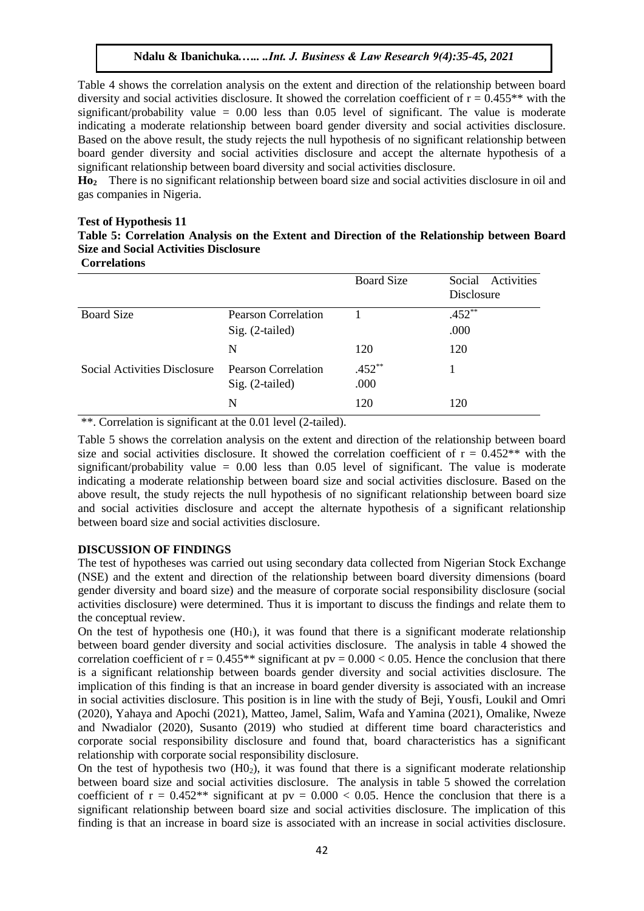Table 4 shows the correlation analysis on the extent and direction of the relationship between board diversity and social activities disclosure. It showed the correlation coefficient of r = 0.455** with the significant/probability value = 0.00 less than 0.05 level of significant. The value is moderate indicating a moderate relationship between board gender diversity and social activities disclosure. Based on the above result, the study rejects the null hypothesis of no significant relationship between board gender diversity and social activities disclosure and accept the alternate hypothesis of a significant relationship between board diversity and social activities disclosure.

**$Ho_2$** There is no significant relationship between board size and social activities disclosure in oil and gas companies in Nigeria.

**Test of Hypothesis 11**

**Table 5: Correlation Analysis on the Extent and Direction of the Relationship between Board Size and Social Activities Disclosure**

**Correlations**

| | | Board Size | Social Activities Disclosure |
|---|---|---|---|
| Board Size | Pearson Correlation | 1 | .452** |
| | Sig. (2-tailed) | | .000 |
| | N | 120 | 120 |
| Social Activities Disclosure | Pearson Correlation | .452** | 1 |
| | Sig. (2-tailed) | .000 | |
| | N | 120 | 120 |

**. Correlation is significant at the 0.01 level (2-tailed).

Table 5 shows the correlation analysis on the extent and direction of the relationship between board size and social activities disclosure. It showed the correlation coefficient of r = 0.452** with the significant/probability value = 0.00 less than 0.05 level of significant. The value is moderate indicating a moderate relationship between board size and social activities disclosure. Based on the above result, the study rejects the null hypothesis of no significant relationship between board size and social activities disclosure and accept the alternate hypothesis of a significant relationship between board size and social activities disclosure.

## DISCUSSION OF FINDINGS

The test of hypotheses was carried out using secondary data collected from Nigerian Stock Exchange (NSE) and the extent and direction of the relationship between board diversity dimensions (board gender diversity and board size) and the measure of corporate social responsibility disclosure (social activities disclosure) were determined. Thus it is important to discuss the findings and relate them to the conceptual review.

On the test of hypothesis one ($H0_1$), it was found that there is a significant moderate relationship between board gender diversity and social activities disclosure. The analysis in table 4 showed the correlation coefficient of r = 0.455** significant at $pv = 0.000 < 0.05$. Hence the conclusion that there is a significant relationship between boards gender diversity and social activities disclosure. The implication of this finding is that an increase in board gender diversity is associated with an increase in social activities disclosure. This position is in line with the study of Beji, Yousfi, Loukil and Omri (2020), Yahaya and Apochi (2021), Matteo, Jamel, Salim, Wafa and Yamina (2021), Omalike, Nweze and Nwadialor (2020), Susanto (2019) who studied at different time board characteristics and corporate social responsibility disclosure and found that, board characteristics has a significant relationship with corporate social responsibility disclosure.

On the test of hypothesis two ($H0_2$), it was found that there is a significant moderate relationship between board size and social activities disclosure. The analysis in table 5 showed the correlation coefficient of r = 0.452** significant at $pv = 0.000 < 0.05$. Hence the conclusion that there is a significant relationship between board size and social activities disclosure. The implication of this finding is that an increase in board size is associated with an increase in social activities disclosure.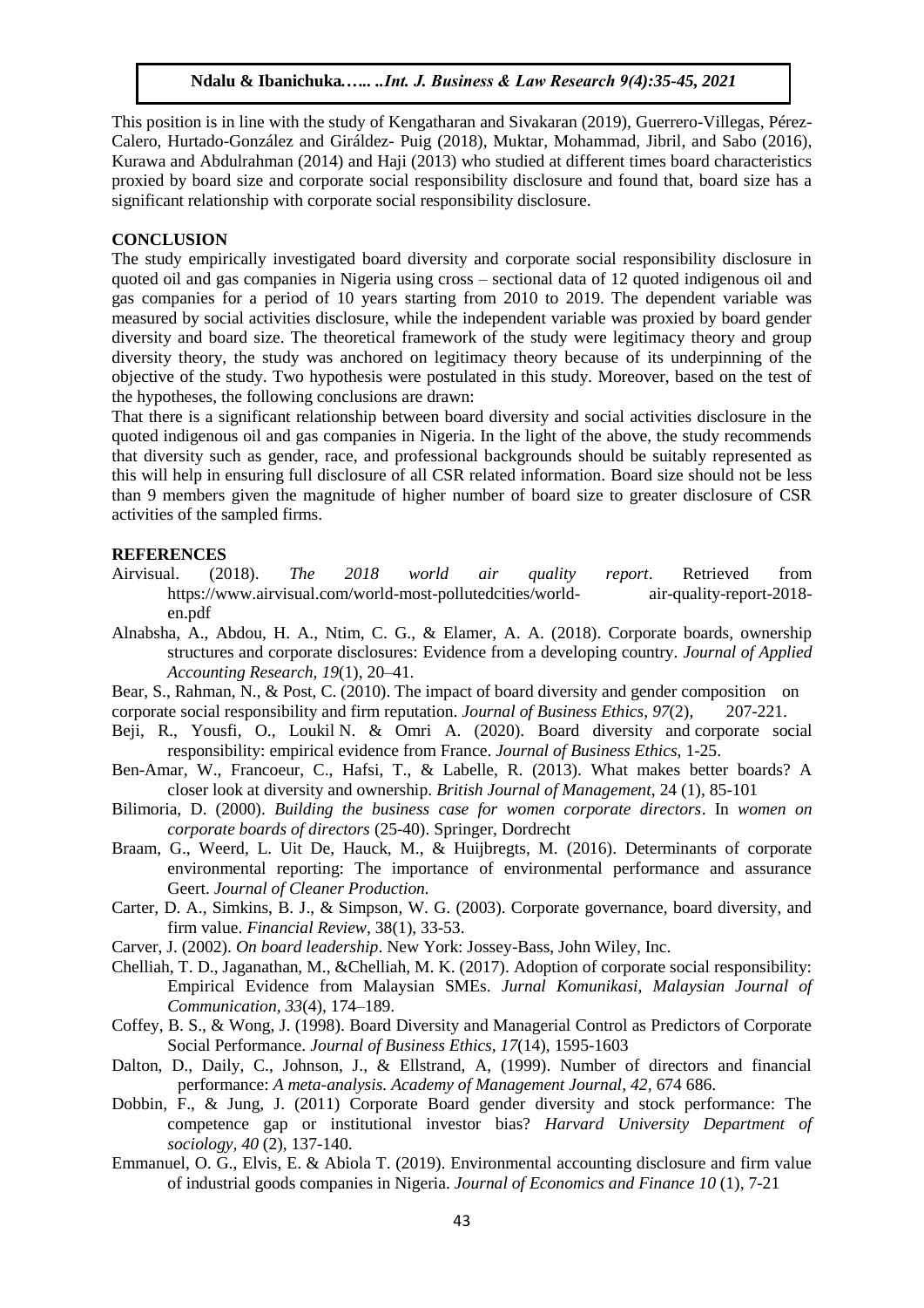This position is in line with the study of Kengatharan and Sivakaran (2019), Guerrero-Villegas, Pérez-Calero, Hurtado-González and Giráldez- Puig (2018), Muktar, Mohammad, Jibril, and Sabo (2016), Kurawa and Abdulrahman (2014) and Haji (2013) who studied at different times board characteristics proxied by board size and corporate social responsibility disclosure and found that, board size has a significant relationship with corporate social responsibility disclosure.

## CONCLUSION

The study empirically investigated board diversity and corporate social responsibility disclosure in quoted oil and gas companies in Nigeria using cross – sectional data of 12 quoted indigenous oil and gas companies for a period of 10 years starting from 2010 to 2019. The dependent variable was measured by social activities disclosure, while the independent variable was proxied by board gender diversity and board size. The theoretical framework of the study were legitimacy theory and group diversity theory, the study was anchored on legitimacy theory because of its underpinning of the objective of the study. Two hypothesis were postulated in this study. Moreover, based on the test of the hypotheses, the following conclusions are drawn:

That there is a significant relationship between board diversity and social activities disclosure in the quoted indigenous oil and gas companies in Nigeria. In the light of the above, the study recommends that diversity such as gender, race, and professional backgrounds should be suitably represented as this will help in ensuring full disclosure of all CSR related information. Board size should not be less than 9 members given the magnitude of higher number of board size to greater disclosure of CSR activities of the sampled firms.

## REFERENCES

Airvisual. (2018). *The 2018 world air quality report*. Retrieved from https://www.airvisual.com/world-most-pollutedcities/world- air-quality-report-2018-en.pdf

Alnabsha, A., Abdou, H. A., Ntim, C. G., & Elamer, A. A. (2018). Corporate boards, ownership structures and corporate disclosures: Evidence from a developing country. *Journal of Applied Accounting Research*, *19*(1), 20–41.

Bear, S., Rahman, N., & Post, C. (2010). The impact of board diversity and gender composition on corporate social responsibility and firm reputation. *Journal of Business Ethics*, *97*(2), 207-221.

Beji, R., Yousfi, O., Loukil N. & Omri A. (2020). Board diversity and corporate social responsibility: empirical evidence from France. *Journal of Business Ethics*, 1-25.

Ben-Amar, W., Francoeur, C., Hafsi, T., & Labelle, R. (2013). What makes better boards? A closer look at diversity and ownership. *British Journal of Management*, 24 (1), 85-101

Bilimoria, D. (2000). *Building the business case for women corporate directors*. In *women on corporate boards of directors* (25-40). Springer, Dordrecht

Braam, G., Weerd, L. Uit De, Hauck, M., & Huijbregts, M. (2016). Determinants of corporate environmental reporting: The importance of environmental performance and assurance Geert. *Journal of Cleaner Production.*

Carter, D. A., Simkins, B. J., & Simpson, W. G. (2003). Corporate governance, board diversity, and firm value. *Financial Review*, 38(1), 33-53.

Carver, J. (2002). *On board leadership*. New York: Jossey-Bass, John Wiley, Inc.

Chelliah, T. D., Jaganathan, M., &Chelliah, M. K. (2017). Adoption of corporate social responsibility: Empirical Evidence from Malaysian SMEs. *Jurnal Komunikasi, Malaysian Journal of Communication*, *33*(4), 174–189.

Coffey, B. S., & Wong, J. (1998). Board Diversity and Managerial Control as Predictors of Corporate Social Performance. *Journal of Business Ethics, 17*(14), 1595-1603

Dalton, D., Daily, C., Johnson, J., & Ellstrand, A, (1999). Number of directors and financial performance: *A meta-analysis. Academy of Management Journal, 42*, 674 686.

Dobbin, F., & Jung, J. (2011) Corporate Board gender diversity and stock performance: The competence gap or institutional investor bias? *Harvard University Department of sociology, 40* (2), 137-140.

Emmanuel, O. G., Elvis, E. & Abiola T. (2019). Environmental accounting disclosure and firm value of industrial goods companies in Nigeria. *Journal of Economics and Finance 10* (1), 7-21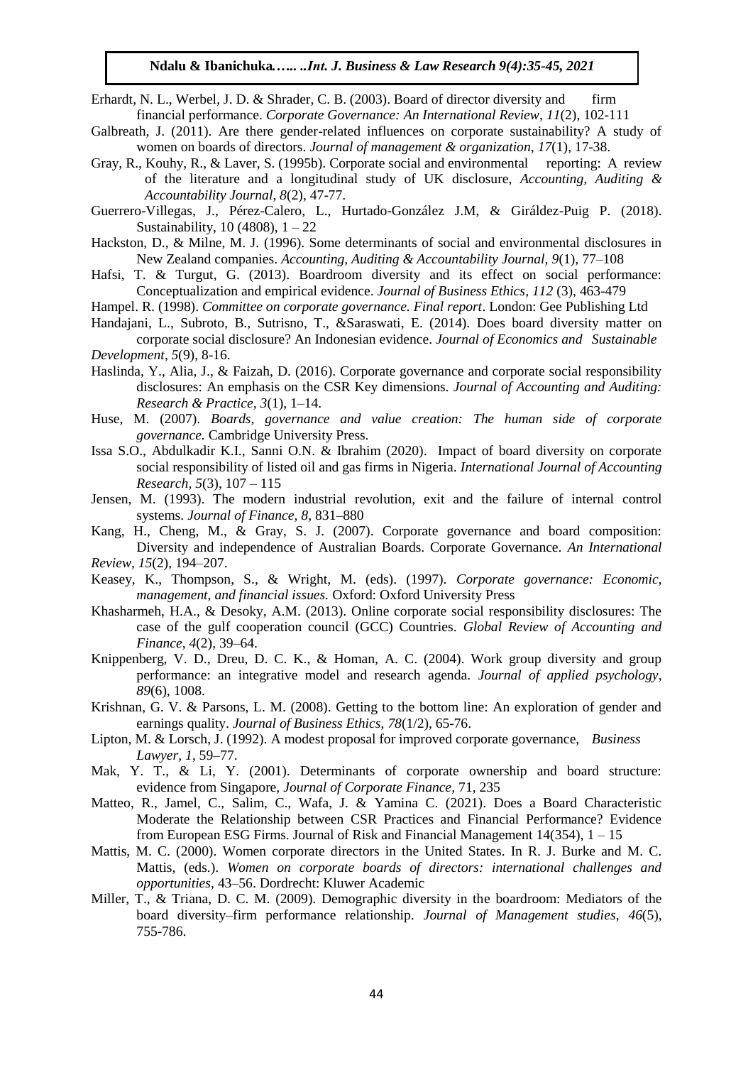Erhardt, N. L., Werbel, J. D. & Shrader, C. B. (2003). Board of director diversity and firm financial performance. *Corporate Governance: An International Review*, *11*(2), 102-111

Galbreath, J. (2011). Are there gender-related influences on corporate sustainability? A study of women on boards of directors. *Journal of management & organization*, *17*(1), 17-38.

Gray, R., Kouhy, R., & Laver, S. (1995b). Corporate social and environmental reporting: A review of the literature and a longitudinal study of UK disclosure, *Accounting, Auditing & Accountability Journal*, *8*(2), 47-77.

Guerrero-Villegas, J., Pérez-Calero, L., Hurtado-González J.M, & Giráldez-Puig P. (2018). Sustainability, 10 (4808), 1 – 22

Hackston, D., & Milne, M. J. (1996). Some determinants of social and environmental disclosures in New Zealand companies. *Accounting, Auditing & Accountability Journal*, *9*(1), 77–108

Hafsi, T. & Turgut, G. (2013). Boardroom diversity and its effect on social performance: Conceptualization and empirical evidence. *Journal of Business Ethics*, *112* (3), 463-479

Hampel. R. (1998). *Committee on corporate governance. Final report*. London: Gee Publishing Ltd

Handajani, L., Subroto, B., Sutrisno, T., &Saraswati, E. (2014). Does board diversity matter on corporate social disclosure? An Indonesian evidence. *Journal of Economics and Sustainable Development*, *5*(9), 8-16.

Haslinda, Y., Alia, J., & Faizah, D. (2016). Corporate governance and corporate social responsibility disclosures: An emphasis on the CSR Key dimensions. *Journal of Accounting and Auditing: Research & Practice*, *3*(1), 1–14.

Huse, M. (2007). *Boards, governance and value creation: The human side of corporate governance.* Cambridge University Press.

Issa S.O., Abdulkadir K.I., Sanni O.N. & Ibrahim (2020). Impact of board diversity on corporate social responsibility of listed oil and gas firms in Nigeria. *International Journal of Accounting Research*, *5*(3), 107 – 115

Jensen, M. (1993). The modern industrial revolution, exit and the failure of internal control systems. *Journal of Finance, 8*, 831–880

Kang, H., Cheng, M., & Gray, S. J. (2007). Corporate governance and board composition: Diversity and independence of Australian Boards. Corporate Governance. *An International Review*, *15*(2), 194–207.

Keasey, K., Thompson, S., & Wright, M. (eds). (1997). *Corporate governance: Economic, management, and financial issues.* Oxford: Oxford University Press

Khasharmeh, H.A., & Desoky, A.M. (2013). Online corporate social responsibility disclosures: The case of the gulf cooperation council (GCC) Countries. *Global Review of Accounting and Finance*, *4*(2), 39–64.

Knippenberg, V. D., Dreu, D. C. K., & Homan, A. C. (2004). Work group diversity and group performance: an integrative model and research agenda. *Journal of applied psychology*, *89*(6), 1008.

Krishnan, G. V. & Parsons, L. M. (2008). Getting to the bottom line: An exploration of gender and earnings quality. *Journal of Business Ethics, 78*(1/2), 65-76.

Lipton, M. & Lorsch, J. (1992). A modest proposal for improved corporate governance, *Business Lawyer, 1*, 59–77.

Mak, Y. T., & Li, Y. (2001). Determinants of corporate ownership and board structure: evidence from Singapore, *Journal of Corporate Finance*, 71, 235

Matteo, R., Jamel, C., Salim, C., Wafa, J. & Yamina C. (2021). Does a Board Characteristic Moderate the Relationship between CSR Practices and Financial Performance? Evidence from European ESG Firms. Journal of Risk and Financial Management 14(354), 1 – 15

Mattis, M. C. (2000). Women corporate directors in the United States. In R. J. Burke and M. C. Mattis, (eds.). *Women on corporate boards of directors: international challenges and opportunities,* 43–56. Dordrecht: Kluwer Academic

Miller, T., & Triana, D. C. M. (2009). Demographic diversity in the boardroom: Mediators of the board diversity–firm performance relationship. *Journal of Management studies*, *46*(5), 755-786.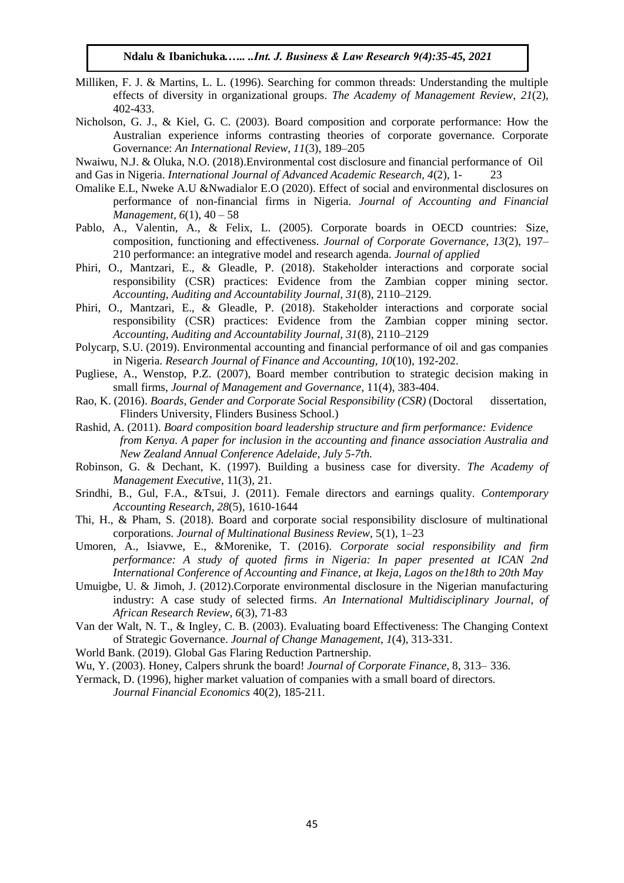Milliken, F. J. & Martins, L. L. (1996). Searching for common threads: Understanding the multiple effects of diversity in organizational groups. *The Academy of Management Review*, *21*(2), 402-433.

Nicholson, G. J., & Kiel, G. C. (2003). Board composition and corporate performance: How the Australian experience informs contrasting theories of corporate governance. Corporate Governance: *An International Review, 11*(3), 189–205

Nwaiwu, N.J. & Oluka, N.O. (2018).Environmental cost disclosure and financial performance of Oil and Gas in Nigeria. *International Journal of Advanced Academic Research, 4*(2), 1- 23

Omalike E.L, Nweke A.U &Nwadialor E.O (2020). Effect of social and environmental disclosures on performance of non-financial firms in Nigeria. *Journal of Accounting and Financial Management, 6*(1), 40 – 58

Pablo, A., Valentin, A., & Felix, L. (2005). Corporate boards in OECD countries: Size, composition, functioning and effectiveness. *Journal of Corporate Governance, 13*(2), 197–210 performance: an integrative model and research agenda. *Journal of applied*

Phiri, O., Mantzari, E., & Gleadle, P. (2018). Stakeholder interactions and corporate social responsibility (CSR) practices: Evidence from the Zambian copper mining sector. *Accounting, Auditing and Accountability Journal, 31*(8), 2110–2129.

Phiri, O., Mantzari, E., & Gleadle, P. (2018). Stakeholder interactions and corporate social responsibility (CSR) practices: Evidence from the Zambian copper mining sector. *Accounting, Auditing and Accountability Journal, 31*(8), 2110–2129

Polycarp, S.U. (2019). Environmental accounting and financial performance of oil and gas companies in Nigeria. *Research Journal of Finance and Accounting, 10*(10), 192-202.

Pugliese, A., Wenstop, P.Z. (2007), Board member contribution to strategic decision making in small firms, *Journal of Management and Governance,* 11(4), 383-404.

Rao, K. (2016). *Boards, Gender and Corporate Social Responsibility (CSR)* (Doctoral dissertation, Flinders University, Flinders Business School.)

Rashid, A. (2011). *Board composition board leadership structure and firm performance: Evidence from Kenya. A paper for inclusion in the accounting and finance association Australia and New Zealand Annual Conference Adelaide, July 5-7th.*

Robinson, G. & Dechant, K. (1997). Building a business case for diversity. *The Academy of Management Executive*, 11(3), 21.

Srindhi, B., Gul, F.A., &Tsui, J. (2011). Female directors and earnings quality. *Contemporary Accounting Research*, *28*(5), 1610-1644

Thi, H., & Pham, S. (2018). Board and corporate social responsibility disclosure of multinational corporations. *Journal of Multinational Business Review*, 5(1), 1–23

Umoren, A., Isiavwe, E., &Morenike, T. (2016). *Corporate social responsibility and firm performance: A study of quoted firms in Nigeria: In paper presented at ICAN 2nd International Conference of Accounting and Finance, at Ikeja, Lagos on the18th to 20th May*

Umuigbe, U. & Jimoh, J. (2012).Corporate environmental disclosure in the Nigerian manufacturing industry: A case study of selected firms. *An International Multidisciplinary Journal, of African Research Review, 6*(3), 71-83

Van der Walt, N. T., & Ingley, C. B. (2003). Evaluating board Effectiveness: The Changing Context of Strategic Governance. *Journal of Change Management, 1*(4), 313-331.

World Bank. (2019). Global Gas Flaring Reduction Partnership.

Wu, Y. (2003). Honey, Calpers shrunk the board! *Journal of Corporate Finance,* 8, 313– 336.

Yermack, D. (1996), higher market valuation of companies with a small board of directors. *Journal Financial Economics* 40(2), 185-211.